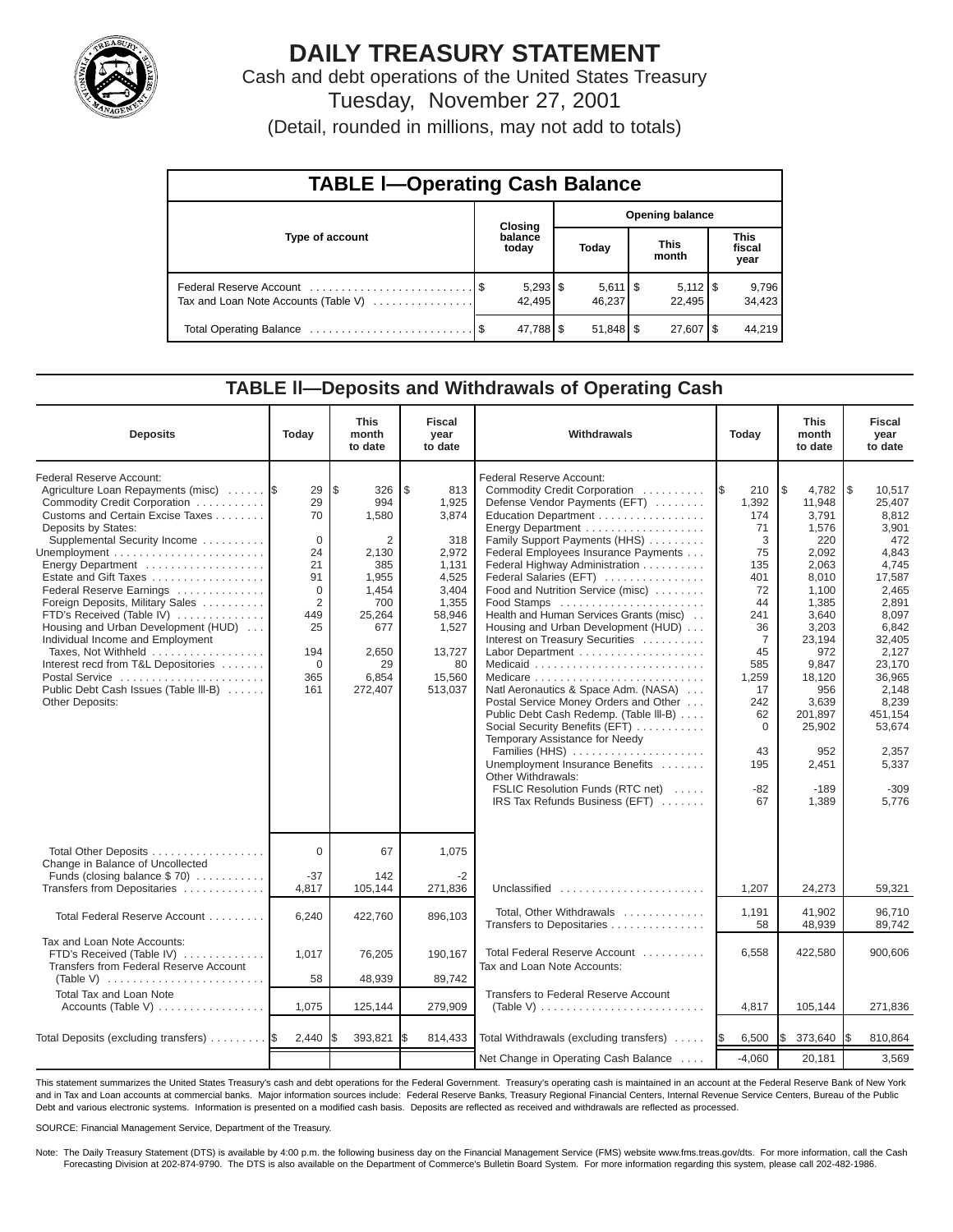# DAILY TREASURY STATEMENT

Cash and debt operations of the United States Treasury

Tuesday, November 27, 2001

(Detail, rounded in millions, may not add to totals)

## TABLE I—Operating Cash Balance

| Type of account | Closing balance today | Opening balance | | |
|---|---|---|---|---|
| | | Today | This month | This fiscal year |
| Federal Reserve Account | $ 5,293 | $ 5,611 | $ 5,112 | $ 9,796 |
| Tax and Loan Note Accounts (Table V) | 42,495 | 46,237 | 22,495 | 34,423 |
| Total Operating Balance | $ 47,788 | $ 51,848 | $ 27,607 | $ 44,219 |

## TABLE II—Deposits and Withdrawals of Operating Cash

| Deposits | Today | This month to date | Fiscal year to date | Withdrawals | Today | This month to date | Fiscal year to date |
|---|---|---|---|---|---|---|---|
| Federal Reserve Account: | | | | Federal Reserve Account: | | | |
| Agriculture Loan Repayments (misc) | $ 29 | $ 326 | $ 813 | Commodity Credit Corporation | $ 210 | $ 4,782 | $ 10,517 |
| Commodity Credit Corporation | 29 | 994 | 1,925 | Defense Vendor Payments (EFT) | 1,392 | 11,948 | 25,407 |
| Customs and Certain Excise Taxes | 70 | 1,580 | 3,874 | Education Department | 174 | 3,791 | 8,812 |
| Deposits by States: | | | | Energy Department | 71 | 1,576 | 3,901 |
| Supplemental Security Income | 0 | 2 | 318 | Family Support Payments (HHS) | 3 | 220 | 472 |
| Unemployment | 24 | 2,130 | 2,972 | Federal Employees Insurance Payments | 75 | 2,092 | 4,843 |
| Energy Department | 21 | 385 | 1,131 | Federal Highway Administration | 135 | 2,063 | 4,745 |
| Estate and Gift Taxes | 91 | 1,955 | 4,525 | Federal Salaries (EFT) | 401 | 8,010 | 17,587 |
| Federal Reserve Earnings | 0 | 1,454 | 3,404 | Food and Nutrition Service (misc) | 72 | 1,100 | 2,465 |
| Foreign Deposits, Military Sales | 2 | 700 | 1,355 | Food Stamps | 44 | 1,385 | 2,891 |
| FTD's Received (Table IV) | 449 | 25,264 | 58,946 | Health and Human Services Grants (misc) | 241 | 3,640 | 8,097 |
| Housing and Urban Development (HUD) | 25 | 677 | 1,527 | Housing and Urban Development (HUD) | 36 | 3,203 | 6,842 |
| Individual Income and Employment Taxes, Not Withheld | 194 | 2,650 | 13,727 | Interest on Treasury Securities | 7 | 23,194 | 32,405 |
| Interest recd from T&L Depositories | 0 | 29 | 80 | Labor Department | 45 | 972 | 2,127 |
| Postal Service | 365 | 6,854 | 15,560 | Medicaid | 585 | 9,847 | 23,170 |
| Public Debt Cash Issues (Table III-B) | 161 | 272,407 | 513,037 | Medicare | 1,259 | 18,120 | 36,965 |
| Other Deposits: | | | | Natl Aeronautics & Space Adm. (NASA) | 17 | 956 | 2,148 |
| | | | | Postal Service Money Orders and Other | 242 | 3,639 | 8,239 |
| | | | | Public Debt Cash Redemp. (Table III-B) | 62 | 201,897 | 451,154 |
| | | | | Social Security Benefits (EFT) | 0 | 25,902 | 53,674 |
| | | | | Temporary Assistance for Needy Families (HHS) | 43 | 952 | 2,357 |
| | | | | Unemployment Insurance Benefits | 195 | 2,451 | 5,337 |
| | | | | Other Withdrawals: | | | |
| | | | | FSLIC Resolution Funds (RTC net) | -82 | -189 | -309 |
| | | | | IRS Tax Refunds Business (EFT) | 67 | 1,389 | 5,776 |
| Total Other Deposits | 0 | 67 | 1,075 | | | | |
| Change in Balance of Uncollected Funds (closing balance $ 70) | -37 | 142 | -2 | | | | |
| Transfers from Depositaries | 4,817 | 105,144 | 271,836 | Unclassified | 1,207 | 24,273 | 59,321 |
| Total Federal Reserve Account | 6,240 | 422,760 | 896,103 | Total, Other Withdrawals | 1,191 | 41,902 | 96,710 |
| | | | | Transfers to Depositaries | 58 | 48,939 | 89,742 |
| Tax and Loan Note Accounts: | | | | | | | |
| FTD's Received (Table IV) | 1,017 | 76,205 | 190,167 | Total Federal Reserve Account | 6,558 | 422,580 | 900,606 |
| Transfers from Federal Reserve Account (Table V) | 58 | 48,939 | 89,742 | Tax and Loan Note Accounts: | | | |
| Total Tax and Loan Note Accounts (Table V) | 1,075 | 125,144 | 279,909 | Transfers to Federal Reserve Account (Table V) | 4,817 | 105,144 | 271,836 |
| Total Deposits (excluding transfers) | $ 2,440 | $ 393,821 | $ 814,433 | Total Withdrawals (excluding transfers) | $ 6,500 | $ 373,640 | $ 810,864 |
| | | | | Net Change in Operating Cash Balance | -4,060 | 20,181 | 3,569 |

This statement summarizes the United States Treasury's cash and debt operations for the Federal Government. Treasury's operating cash is maintained in an account at the Federal Reserve Bank of New York and in Tax and Loan accounts at commercial banks. Major information sources include: Federal Reserve Banks, Treasury Regional Financial Centers, Internal Revenue Service Centers, Bureau of the Public Debt and various electronic systems. Information is presented on a modified cash basis. Deposits are reflected as received and withdrawals are reflected as processed.

SOURCE: Financial Management Service, Department of the Treasury.

Note: The Daily Treasury Statement (DTS) is available by 4:00 p.m. the following business day on the Financial Management Service (FMS) website www.fms.treas.gov/dts. For more information, call the Cash Forecasting Division at 202-874-9790. The DTS is also available on the Department of Commerce's Bulletin Board System. For more information regarding this system, please call 202-482-1986.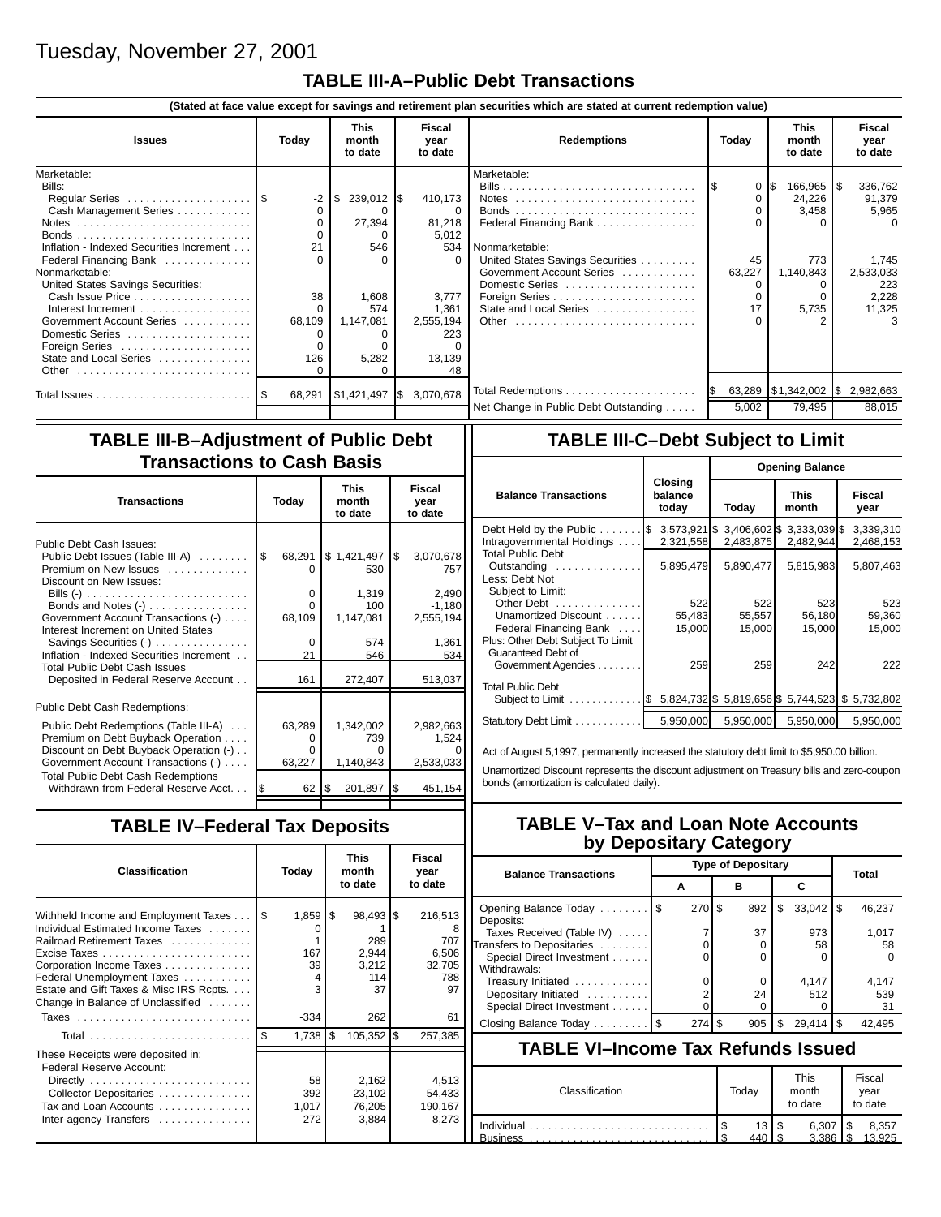Tuesday, November 27, 2001

## TABLE III-A–Public Debt Transactions

(Stated at face value except for savings and retirement plan securities which are stated at current redemption value)

| Issues | Today | This month to date | Fiscal year to date |
|---|---|---|---|
| Marketable: | | | |
| Bills: | | | |
| Regular Series | $ -2 | $ 239,012 | $ 410,173 |
| Cash Management Series | 0 | 0 | 0 |
| Notes | 0 | 27,394 | 81,218 |
| Bonds | 0 | 0 | 5,012 |
| Inflation - Indexed Securities Increment | 21 | 546 | 534 |
| Federal Financing Bank | 0 | 0 | 0 |
| Nonmarketable: | | | |
| United States Savings Securities: | | | |
| Cash Issue Price | 38 | 1,608 | 3,777 |
| Interest Increment | 0 | 574 | 1,361 |
| Government Account Series | 68,109 | 1,147,081 | 2,555,194 |
| Domestic Series | 0 | 0 | 223 |
| Foreign Series | 0 | 0 | 0 |
| State and Local Series | 126 | 5,282 | 13,139 |
| Other | 0 | 0 | 48 |
| Total Issues | $ 68,291 | $1,421,497 | $ 3,070,678 |

| Redemptions | Today | This month to date | Fiscal year to date |
|---|---|---|---|
| Marketable: | | | |
| Bills | $ 0 | $ 166,965 | $ 336,762 |
| Notes | 0 | 24,226 | 91,379 |
| Bonds | 0 | 3,458 | 5,965 |
| Federal Financing Bank | 0 | 0 | 0 |
| Nonmarketable: | | | |
| United States Savings Securities | 45 | 773 | 1,745 |
| Government Account Series | 63,227 | 1,140,843 | 2,533,033 |
| Domestic Series | 0 | 0 | 223 |
| Foreign Series | 0 | 0 | 2,228 |
| State and Local Series | 17 | 5,735 | 11,325 |
| Other | 0 | 2 | 3 |
| Total Redemptions | $ 63,289 | $1,342,002 | $ 2,982,663 |
| Net Change in Public Debt Outstanding | 5,002 | 79,495 | 88,015 |

## TABLE III-B–Adjustment of Public Debt Transactions to Cash Basis

| Transactions | Today | This month to date | Fiscal year to date |
|---|---|---|---|
| Public Debt Cash Issues: | | | |
| Public Debt Issues (Table III-A) | $ 68,291 | $ 1,421,497 | $ 3,070,678 |
| Premium on New Issues | 0 | 530 | 757 |
| Discount on New Issues: | | | |
| Bills (-) | 0 | 1,319 | 2,490 |
| Bonds and Notes (-) | 0 | 100 | -1,180 |
| Government Account Transactions (-) | 68,109 | 1,147,081 | 2,555,194 |
| Interest Increment on United States Savings Securities (-) | 0 | 574 | 1,361 |
| Inflation - Indexed Securities Increment | 21 | 546 | 534 |
| Total Public Debt Cash Issues Deposited in Federal Reserve Account | 161 | 272,407 | 513,037 |
| Public Debt Cash Redemptions: | | | |
| Public Debt Redemptions (Table III-A) | 63,289 | 1,342,002 | 2,982,663 |
| Premium on Debt Buyback Operation | 0 | 739 | 1,524 |
| Discount on Debt Buyback Operation (-) | 0 | 0 | 0 |
| Government Account Transactions (-) | 63,227 | 1,140,843 | 2,533,033 |
| Total Public Debt Cash Redemptions Withdrawn from Federal Reserve Acct. | $ 62 | $ 201,897 | $ 451,154 |

## TABLE III-C–Debt Subject to Limit

| Balance Transactions | Closing balance today | Opening Balance Today | Opening Balance This month | Opening Balance Fiscal year |
|---|---|---|---|---|
| Debt Held by the Public | $ 3,573,921 | $ 3,406,602 | $ 3,333,039 | $ 3,339,310 |
| Intragovernmental Holdings | 2,321,558 | 2,483,875 | 2,482,944 | 2,468,153 |
| Total Public Debt Outstanding | 5,895,479 | 5,890,477 | 5,815,983 | 5,807,463 |
| Less: Debt Not Subject to Limit: | | | | |
| Other Debt | 522 | 522 | 523 | 523 |
| Unamortized Discount | 55,483 | 55,557 | 56,180 | 59,360 |
| Federal Financing Bank | 15,000 | 15,000 | 15,000 | 15,000 |
| Plus: Other Debt Subject to Limit Guaranteed Debt of Government Agencies | 259 | 259 | 242 | 222 |
| Total Public Debt Subject to Limit | $ 5,824,732 | $ 5,819,656 | $ 5,744,523 | $ 5,732,802 |
| Statutory Debt Limit | 5,950,000 | 5,950,000 | 5,950,000 | 5,950,000 |

Act of August 5,1997, permanently increased the statutory debt limit to $5,950.00 billion.

Unamortized Discount represents the discount adjustment on Treasury bills and zero-coupon bonds (amortization is calculated daily).

## TABLE IV–Federal Tax Deposits

| Classification | Today | This month to date | Fiscal year to date |
|---|---|---|---|
| Withheld Income and Employment Taxes | $ 1,859 | $ 98,493 | $ 216,513 |
| Individual Estimated Income Taxes | 0 | 1 | 8 |
| Railroad Retirement Taxes | 1 | 289 | 707 |
| Excise Taxes | 167 | 2,944 | 6,506 |
| Corporation Income Taxes | 39 | 3,212 | 32,705 |
| Federal Unemployment Taxes | 4 | 114 | 788 |
| Estate and Gift Taxes & Misc IRS Rcpts. | 3 | 37 | 97 |
| Change in Balance of Unclassified Taxes | -334 | 262 | 61 |
| Total | $ 1,738 | $ 105,352 | $ 257,385 |
| These Receipts were deposited in: | | | |
| Federal Reserve Account: | | | |
| Directly | 58 | 2,162 | 4,513 |
| Collector Depositaries | 392 | 23,102 | 54,433 |
| Tax and Loan Accounts | 1,017 | 76,205 | 190,167 |
| Inter-agency Transfers | 272 | 3,884 | 8,273 |

## TABLE V–Tax and Loan Note Accounts by Depositary Category

| Balance Transactions | Type of Depositary A | Type of Depositary B | Type of Depositary C | Total |
|---|---|---|---|---|
| Opening Balance Today | $ 270 | $ 892 | $ 33,042 | $ 46,237 |
| Deposits: | | | | |
| Taxes Received (Table IV) | 7 | 37 | 973 | 1,017 |
| Transfers to Depositaries | 0 | 0 | 58 | 58 |
| Special Direct Investment | 0 | 0 | 0 | 0 |
| Withdrawals: | | | | |
| Treasury Initiated | 0 | 0 | 4,147 | 4,147 |
| Depositary Initiated | 2 | 24 | 512 | 539 |
| Special Direct Investment | 0 | 0 | 0 | 31 |
| Closing Balance Today | $ 274 | $ 905 | $ 29,414 | $ 42,495 |

## TABLE VI–Income Tax Refunds Issued

| Classification | Today | This month to date | Fiscal year to date |
|---|---|---|---|
| Individual | $ 13 | $ 6,307 | $ 8,357 |
| Business | $ 440 | $ 3,386 | $ 13,925 |